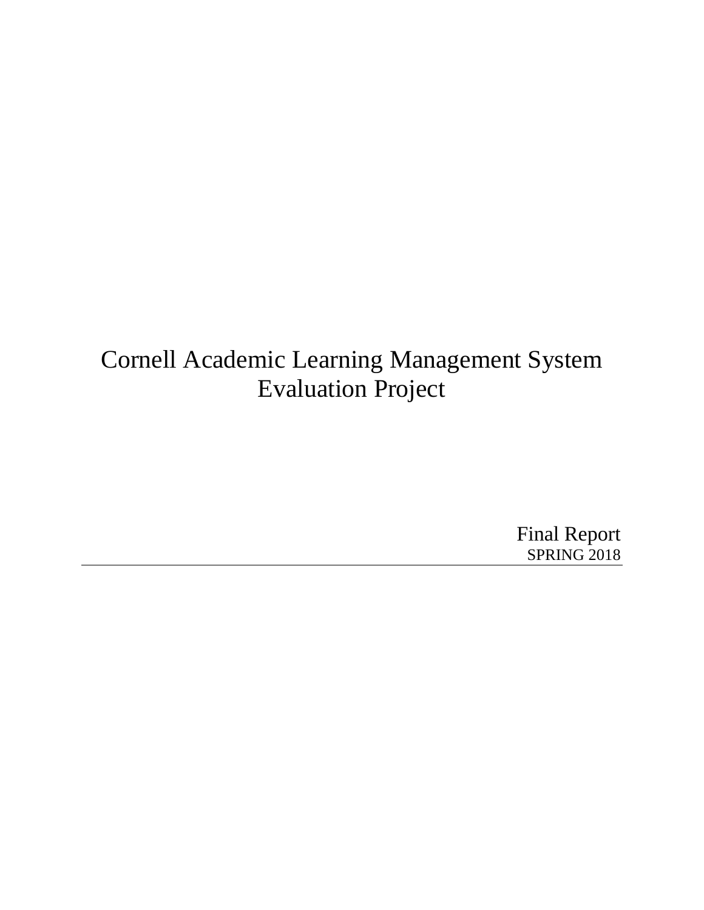# Cornell Academic Learning Management System Evaluation Project

Final Report

SPRING 2018

---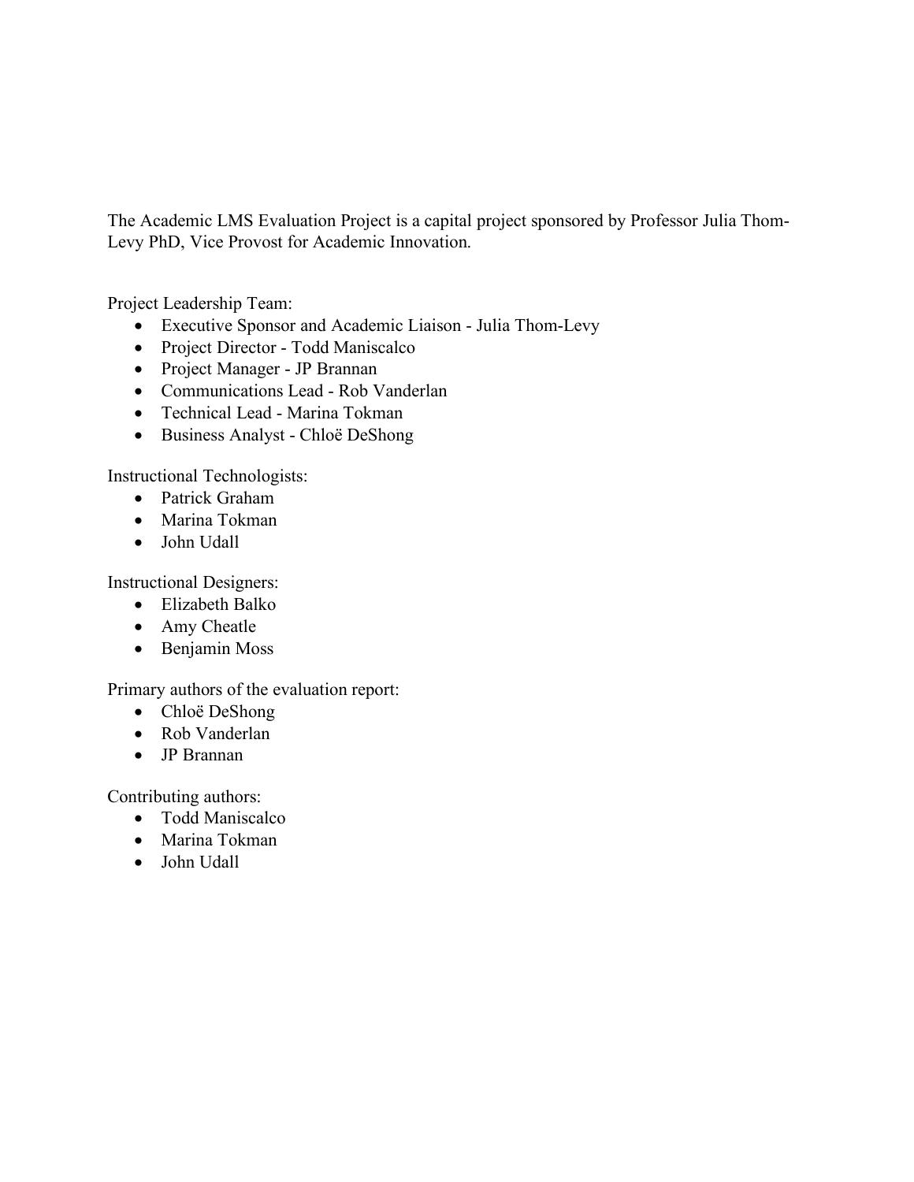The Academic LMS Evaluation Project is a capital project sponsored by Professor Julia Thom-Levy PhD, Vice Provost for Academic Innovation.

Project Leadership Team:

- Executive Sponsor and Academic Liaison - Julia Thom-Levy
- Project Director - Todd Maniscalco
- Project Manager - JP Brannan
- Communications Lead - Rob Vanderlan
- Technical Lead - Marina Tokman
- Business Analyst - Chloë DeShong

Instructional Technologists:

- Patrick Graham
- Marina Tokman
- John Udall

Instructional Designers:

- Elizabeth Balko
- Amy Cheatle
- Benjamin Moss

Primary authors of the evaluation report:

- Chloë DeShong
- Rob Vanderlan
- JP Brannan

Contributing authors:

- Todd Maniscalco
- Marina Tokman
- John Udall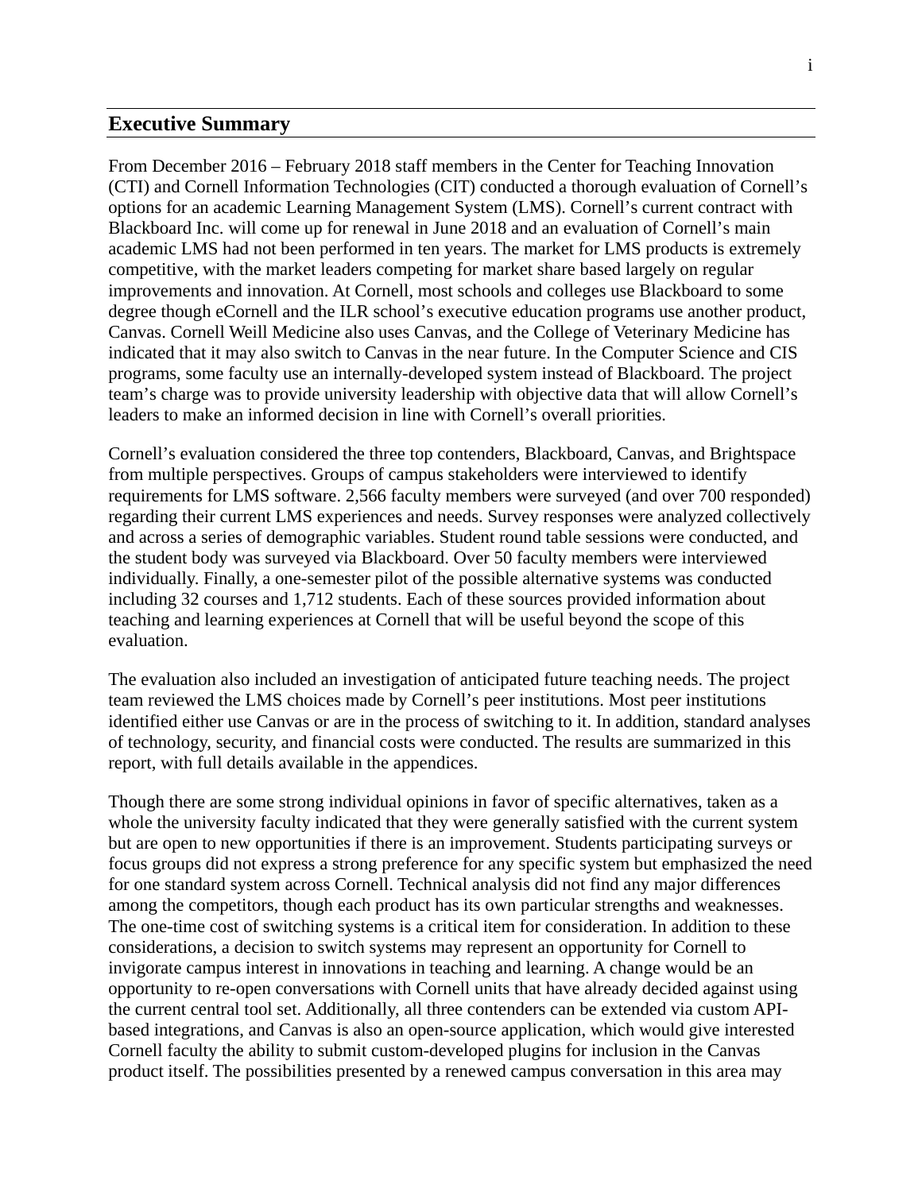## Executive Summary

From December 2016 – February 2018 staff members in the Center for Teaching Innovation (CTI) and Cornell Information Technologies (CIT) conducted a thorough evaluation of Cornell's options for an academic Learning Management System (LMS). Cornell's current contract with Blackboard Inc. will come up for renewal in June 2018 and an evaluation of Cornell's main academic LMS had not been performed in ten years. The market for LMS products is extremely competitive, with the market leaders competing for market share based largely on regular improvements and innovation. At Cornell, most schools and colleges use Blackboard to some degree though eCornell and the ILR school's executive education programs use another product, Canvas. Cornell Weill Medicine also uses Canvas, and the College of Veterinary Medicine has indicated that it may also switch to Canvas in the near future. In the Computer Science and CIS programs, some faculty use an internally-developed system instead of Blackboard. The project team's charge was to provide university leadership with objective data that will allow Cornell's leaders to make an informed decision in line with Cornell's overall priorities.

Cornell's evaluation considered the three top contenders, Blackboard, Canvas, and Brightspace from multiple perspectives. Groups of campus stakeholders were interviewed to identify requirements for LMS software. 2,566 faculty members were surveyed (and over 700 responded) regarding their current LMS experiences and needs. Survey responses were analyzed collectively and across a series of demographic variables. Student round table sessions were conducted, and the student body was surveyed via Blackboard. Over 50 faculty members were interviewed individually. Finally, a one-semester pilot of the possible alternative systems was conducted including 32 courses and 1,712 students. Each of these sources provided information about teaching and learning experiences at Cornell that will be useful beyond the scope of this evaluation.

The evaluation also included an investigation of anticipated future teaching needs. The project team reviewed the LMS choices made by Cornell's peer institutions. Most peer institutions identified either use Canvas or are in the process of switching to it. In addition, standard analyses of technology, security, and financial costs were conducted. The results are summarized in this report, with full details available in the appendices.

Though there are some strong individual opinions in favor of specific alternatives, taken as a whole the university faculty indicated that they were generally satisfied with the current system but are open to new opportunities if there is an improvement. Students participating surveys or focus groups did not express a strong preference for any specific system but emphasized the need for one standard system across Cornell. Technical analysis did not find any major differences among the competitors, though each product has its own particular strengths and weaknesses. The one-time cost of switching systems is a critical item for consideration. In addition to these considerations, a decision to switch systems may represent an opportunity for Cornell to invigorate campus interest in innovations in teaching and learning. A change would be an opportunity to re-open conversations with Cornell units that have already decided against using the current central tool set. Additionally, all three contenders can be extended via custom API-based integrations, and Canvas is also an open-source application, which would give interested Cornell faculty the ability to submit custom-developed plugins for inclusion in the Canvas product itself. The possibilities presented by a renewed campus conversation in this area may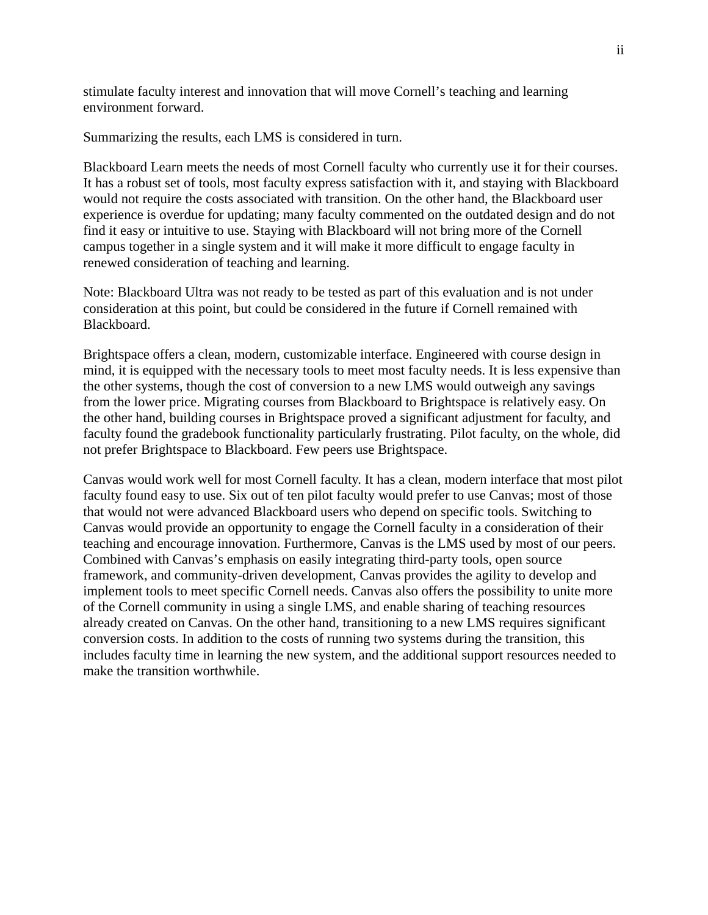stimulate faculty interest and innovation that will move Cornell's teaching and learning environment forward.

Summarizing the results, each LMS is considered in turn.

Blackboard Learn meets the needs of most Cornell faculty who currently use it for their courses. It has a robust set of tools, most faculty express satisfaction with it, and staying with Blackboard would not require the costs associated with transition. On the other hand, the Blackboard user experience is overdue for updating; many faculty commented on the outdated design and do not find it easy or intuitive to use. Staying with Blackboard will not bring more of the Cornell campus together in a single system and it will make it more difficult to engage faculty in renewed consideration of teaching and learning.

Note: Blackboard Ultra was not ready to be tested as part of this evaluation and is not under consideration at this point, but could be considered in the future if Cornell remained with Blackboard.

Brightspace offers a clean, modern, customizable interface. Engineered with course design in mind, it is equipped with the necessary tools to meet most faculty needs. It is less expensive than the other systems, though the cost of conversion to a new LMS would outweigh any savings from the lower price. Migrating courses from Blackboard to Brightspace is relatively easy. On the other hand, building courses in Brightspace proved a significant adjustment for faculty, and faculty found the gradebook functionality particularly frustrating. Pilot faculty, on the whole, did not prefer Brightspace to Blackboard. Few peers use Brightspace.

Canvas would work well for most Cornell faculty. It has a clean, modern interface that most pilot faculty found easy to use. Six out of ten pilot faculty would prefer to use Canvas; most of those that would not were advanced Blackboard users who depend on specific tools. Switching to Canvas would provide an opportunity to engage the Cornell faculty in a consideration of their teaching and encourage innovation. Furthermore, Canvas is the LMS used by most of our peers. Combined with Canvas's emphasis on easily integrating third-party tools, open source framework, and community-driven development, Canvas provides the agility to develop and implement tools to meet specific Cornell needs. Canvas also offers the possibility to unite more of the Cornell community in using a single LMS, and enable sharing of teaching resources already created on Canvas. On the other hand, transitioning to a new LMS requires significant conversion costs. In addition to the costs of running two systems during the transition, this includes faculty time in learning the new system, and the additional support resources needed to make the transition worthwhile.